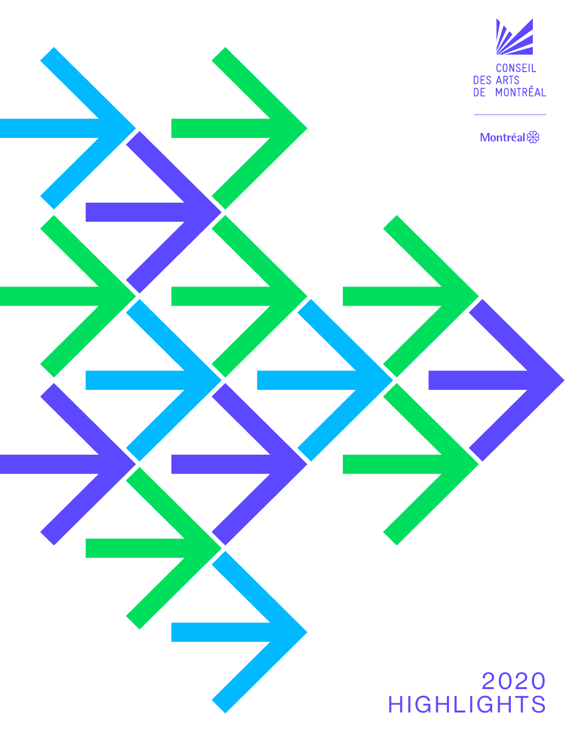CONSEIL
DES ARTS
DE MONTRÉAL

Montréal

# 2020 HIGHLIGHTS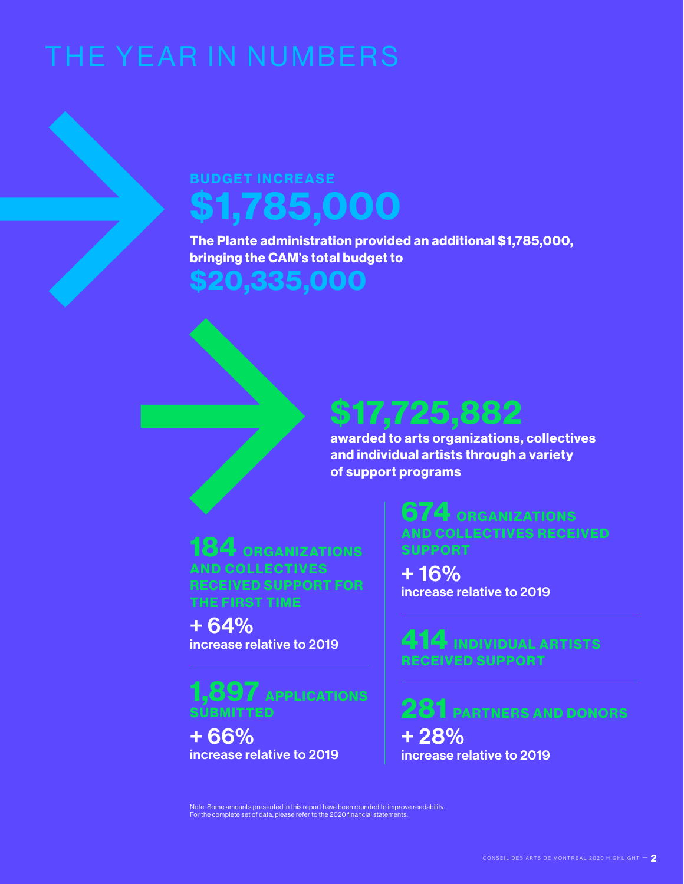# THE YEAR IN NUMBERS

## BUDGET INCREASE

## $1,785,000

**The Plante administration provided an additional $1,785,000, bringing the CAM's total budget to**

## $20,335,000

## $17,725,882

**awarded to arts organizations, collectives and individual artists through a variety of support programs**

**184 ORGANIZATIONS AND COLLECTIVES RECEIVED SUPPORT FOR THE FIRST TIME**

+ 64%
increase relative to 2019

**1,897 APPLICATIONS SUBMITTED**

+ 66%
increase relative to 2019

**674 ORGANIZATIONS AND COLLECTIVES RECEIVED SUPPORT**

+ 16%
increase relative to 2019

**414 INDIVIDUAL ARTISTS RECEIVED SUPPORT**

**281 PARTNERS AND DONORS**

+ 28%
increase relative to 2019

Note: Some amounts presented in this report have been rounded to improve readability. For the complete set of data, please refer to the 2020 financial statements.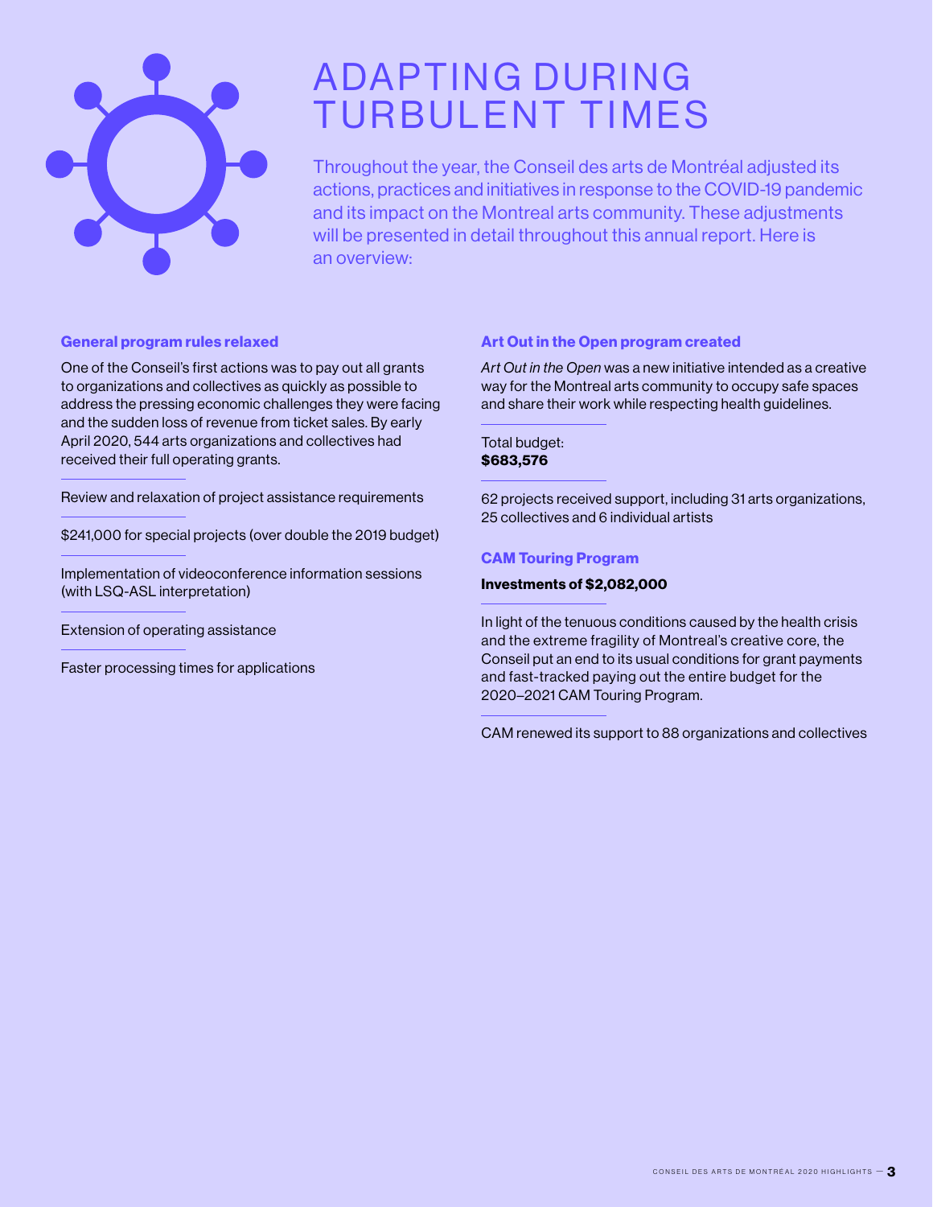# ADAPTING DURING TURBULENT TIMES

Throughout the year, the Conseil des arts de Montréal adjusted its actions, practices and initiatives in response to the COVID-19 pandemic and its impact on the Montreal arts community. These adjustments will be presented in detail throughout this annual report. Here is an overview:

### General program rules relaxed

One of the Conseil's first actions was to pay out all grants to organizations and collectives as quickly as possible to address the pressing economic challenges they were facing and the sudden loss of revenue from ticket sales. By early April 2020, 544 arts organizations and collectives had received their full operating grants.

---

Review and relaxation of project assistance requirements

---

$241,000 for special projects (over double the 2019 budget)

---

Implementation of videoconference information sessions (with LSQ-ASL interpretation)

---

Extension of operating assistance

---

Faster processing times for applications

### Art Out in the Open program created

*Art Out in the Open* was a new initiative intended as a creative way for the Montreal arts community to occupy safe spaces and share their work while respecting health guidelines.

---

Total budget:
**$683,576**

---

62 projects received support, including 31 arts organizations, 25 collectives and 6 individual artists

### CAM Touring Program

**Investments of $2,082,000**

---

In light of the tenuous conditions caused by the health crisis and the extreme fragility of Montreal's creative core, the Conseil put an end to its usual conditions for grant payments and fast-tracked paying out the entire budget for the 2020–2021 CAM Touring Program.

---

CAM renewed its support to 88 organizations and collectives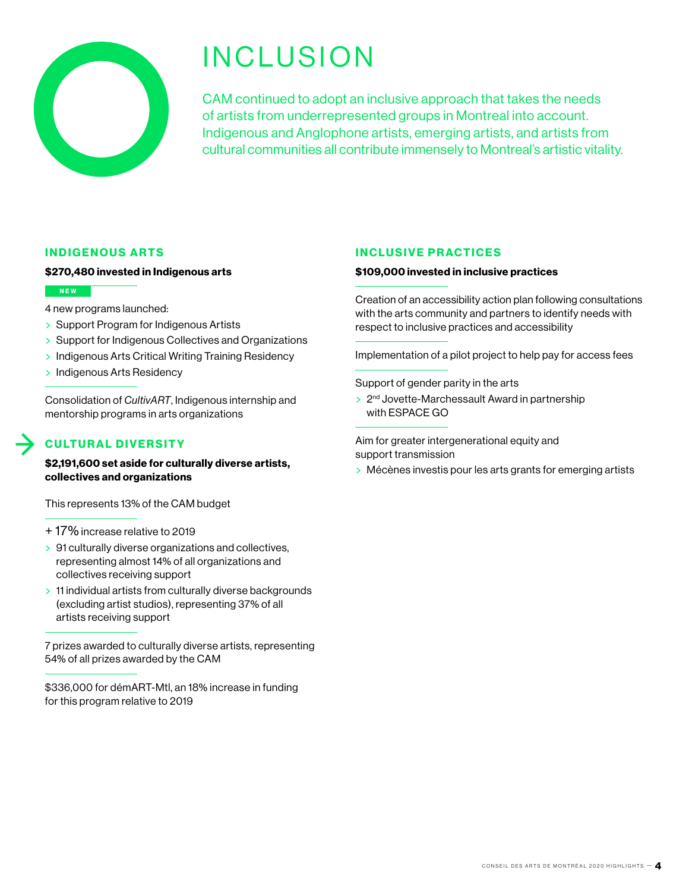# INCLUSION

CAM continued to adopt an inclusive approach that takes the needs of artists from underrepresented groups in Montreal into account. Indigenous and Anglophone artists, emerging artists, and artists from cultural communities all contribute immensely to Montreal's artistic vitality.

## INDIGENOUS ARTS

**$270,480 invested in Indigenous arts**

NEW

4 new programs launched:

- Support Program for Indigenous Artists
- Support for Indigenous Collectives and Organizations
- Indigenous Arts Critical Writing Training Residency
- Indigenous Arts Residency

Consolidation of *CultivART*, Indigenous internship and mentorship programs in arts organizations

## CULTURAL DIVERSITY

**$2,191,600 set aside for culturally diverse artists, collectives and organizations**

This represents 13% of the CAM budget

+ 17% increase relative to 2019

- 91 culturally diverse organizations and collectives, representing almost 14% of all organizations and collectives receiving support
- 11 individual artists from culturally diverse backgrounds (excluding artist studios), representing 37% of all artists receiving support

7 prizes awarded to culturally diverse artists, representing 54% of all prizes awarded by the CAM

$336,000 for démART-Mtl, an 18% increase in funding for this program relative to 2019

## INCLUSIVE PRACTICES

**$109,000 invested in inclusive practices**

Creation of an accessibility action plan following consultations with the arts community and partners to identify needs with respect to inclusive practices and accessibility

Implementation of a pilot project to help pay for access fees

Support of gender parity in the arts

- 2nd Jovette-Marchessault Award in partnership with ESPACE GO

Aim for greater intergenerational equity and support transmission

- Mécènes investis pour les arts grants for emerging artists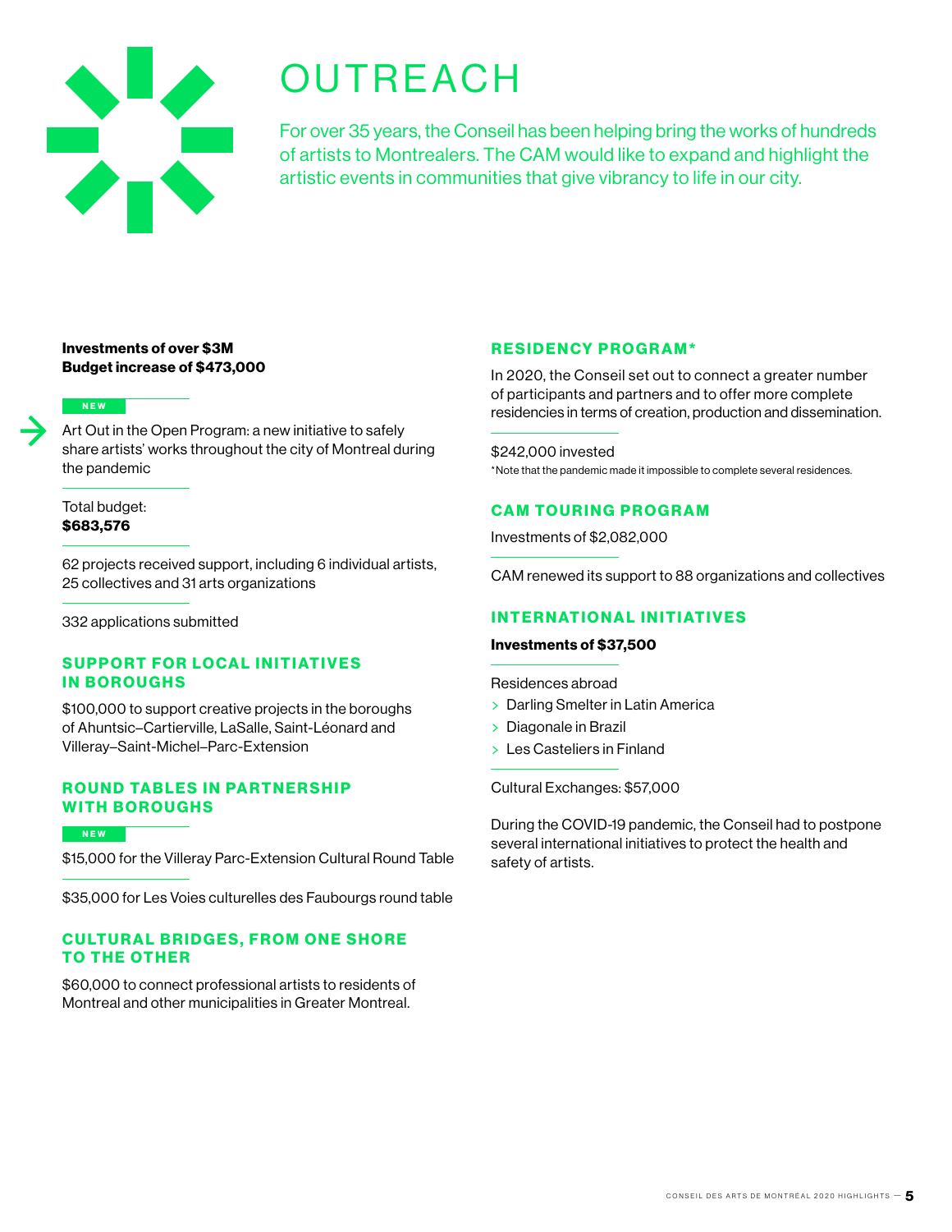# OUTREACH

For over 35 years, the Conseil has been helping bring the works of hundreds of artists to Montrealers. The CAM would like to expand and highlight the artistic events in communities that give vibrancy to life in our city.

**Investments of over $3M**
**Budget increase of $473,000**

NEW

Art Out in the Open Program: a new initiative to safely share artists' works throughout the city of Montreal during the pandemic

Total budget:
**$683,576**

62 projects received support, including 6 individual artists, 25 collectives and 31 arts organizations

332 applications submitted

## SUPPORT FOR LOCAL INITIATIVES IN BOROUGHS

$100,000 to support creative projects in the boroughs of Ahuntsic–Cartierville, LaSalle, Saint-Léonard and Villeray–Saint-Michel–Parc-Extension

## ROUND TABLES IN PARTNERSHIP WITH BOROUGHS

NEW

$15,000 for the Villeray Parc-Extension Cultural Round Table

$35,000 for Les Voies culturelles des Faubourgs round table

## CULTURAL BRIDGES, FROM ONE SHORE TO THE OTHER

$60,000 to connect professional artists to residents of Montreal and other municipalities in Greater Montreal.

## RESIDENCY PROGRAM*

In 2020, the Conseil set out to connect a greater number of participants and partners and to offer more complete residencies in terms of creation, production and dissemination.

$242,000 invested

*Note that the pandemic made it impossible to complete several residences.

## CAM TOURING PROGRAM

Investments of $2,082,000

CAM renewed its support to 88 organizations and collectives

## INTERNATIONAL INITIATIVES

**Investments of $37,500**

Residences abroad

- Darling Smelter in Latin America
- Diagonale in Brazil
- Les Casteliers in Finland

Cultural Exchanges: $57,000

During the COVID-19 pandemic, the Conseil had to postpone several international initiatives to protect the health and safety of artists.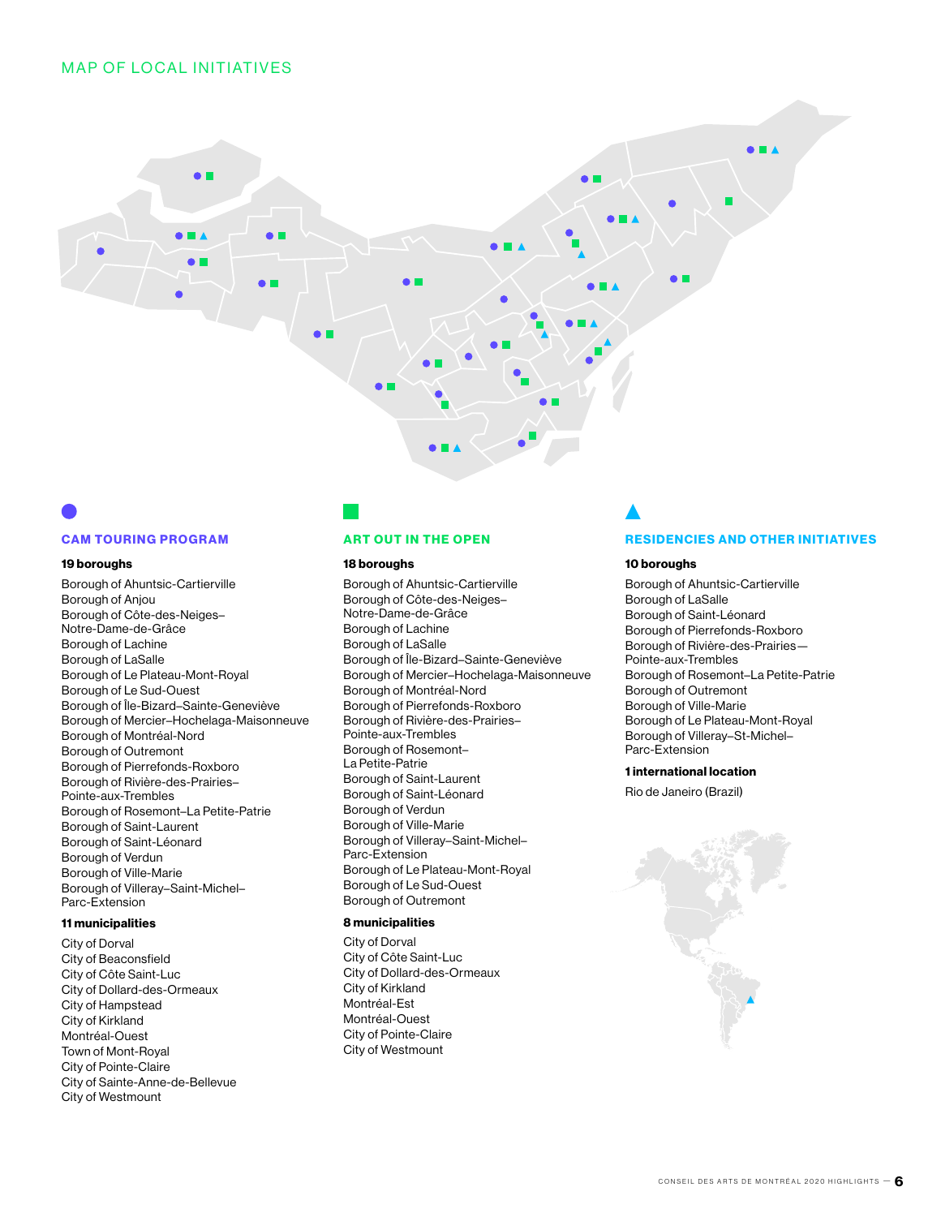## MAP OF LOCAL INITIATIVES

### CAM TOURING PROGRAM

**19 boroughs**

Borough of Ahuntsic-Cartierville
Borough of Anjou
Borough of Côte-des-Neiges–Notre-Dame-de-Grâce
Borough of Lachine
Borough of LaSalle
Borough of Le Plateau-Mont-Royal
Borough of Le Sud-Ouest
Borough of Île-Bizard–Sainte-Geneviève
Borough of Mercier–Hochelaga-Maisonneuve
Borough of Montréal-Nord
Borough of Outremont
Borough of Pierrefonds-Roxboro
Borough of Rivière-des-Prairies–Pointe-aux-Trembles
Borough of Rosemont–La Petite-Patrie
Borough of Saint-Laurent
Borough of Saint-Léonard
Borough of Verdun
Borough of Ville-Marie
Borough of Villeray–Saint-Michel–Parc-Extension

**11 municipalities**

City of Dorval
City of Beaconsfield
City of Côte Saint-Luc
City of Dollard-des-Ormeaux
City of Hampstead
City of Kirkland
Montréal-Ouest
Town of Mont-Royal
City of Pointe-Claire
City of Sainte-Anne-de-Bellevue
City of Westmount

### ART OUT IN THE OPEN

**18 boroughs**

Borough of Ahuntsic-Cartierville
Borough of Côte-des-Neiges–Notre-Dame-de-Grâce
Borough of Lachine
Borough of LaSalle
Borough of Île-Bizard–Sainte-Geneviève
Borough of Mercier–Hochelaga-Maisonneuve
Borough of Montréal-Nord
Borough of Pierrefonds-Roxboro
Borough of Rivière-des-Prairies–Pointe-aux-Trembles
Borough of Rosemont–La Petite-Patrie
Borough of Saint-Laurent
Borough of Saint-Léonard
Borough of Verdun
Borough of Ville-Marie
Borough of Villeray–Saint-Michel–Parc-Extension
Borough of Le Plateau-Mont-Royal
Borough of Le Sud-Ouest
Borough of Outremont

**8 municipalities**

City of Dorval
City of Côte Saint-Luc
City of Dollard-des-Ormeaux
City of Kirkland
Montréal-Est
Montréal-Ouest
City of Pointe-Claire
City of Westmount

### RESIDENCIES AND OTHER INITIATIVES

**10 boroughs**

Borough of Ahuntsic-Cartierville
Borough of LaSalle
Borough of Saint-Léonard
Borough of Pierrefonds-Roxboro
Borough of Rivière-des-Prairies—Pointe-aux-Trembles
Borough of Rosemont–La Petite-Patrie
Borough of Outremont
Borough of Ville-Marie
Borough of Le Plateau-Mont-Royal
Borough of Villeray–St-Michel–Parc-Extension

**1 international location**

Rio de Janeiro (Brazil)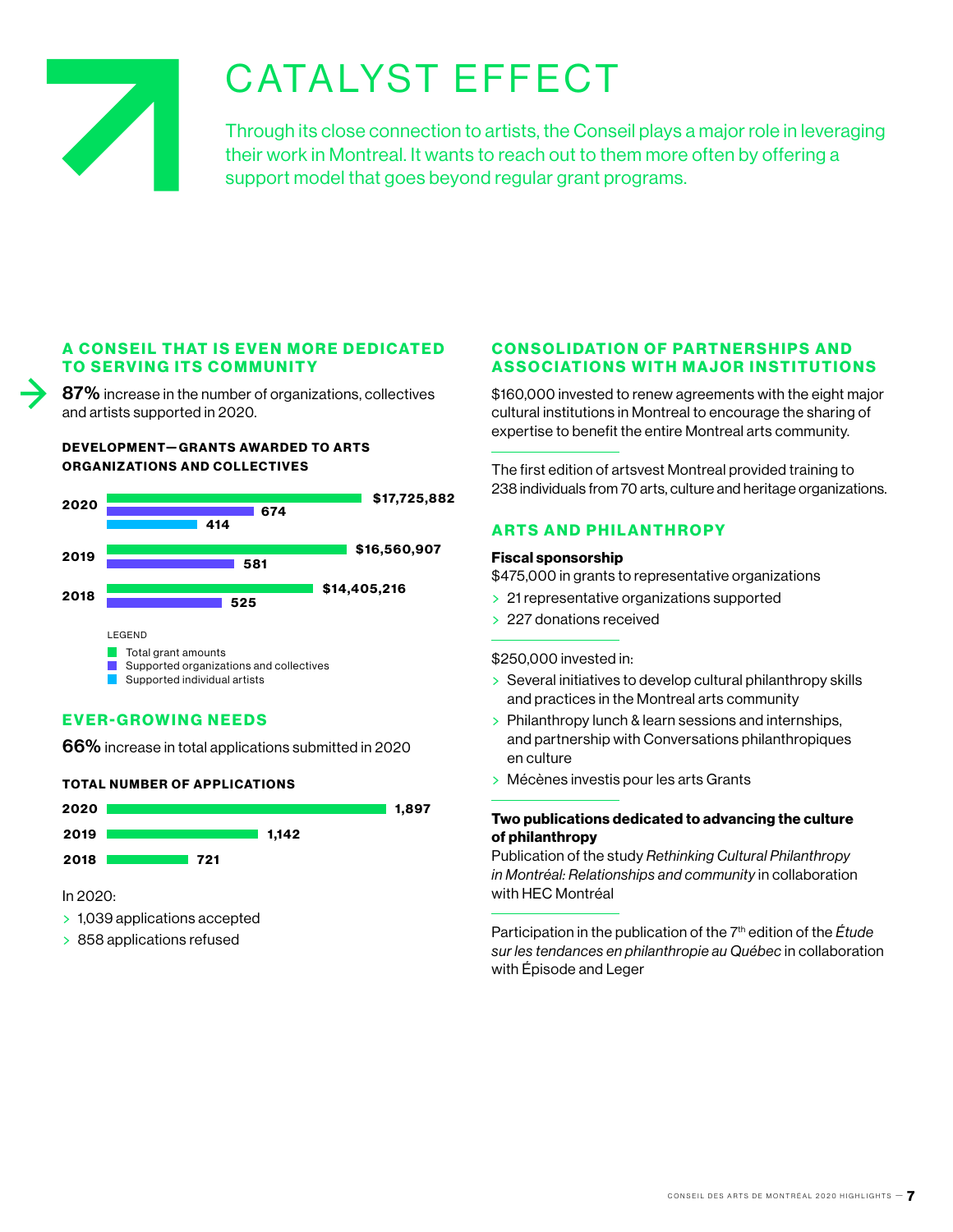# CATALYST EFFECT

Through its close connection to artists, the Conseil plays a major role in leveraging their work in Montreal. It wants to reach out to them more often by offering a support model that goes beyond regular grant programs.

## A CONSEIL THAT IS EVEN MORE DEDICATED TO SERVING ITS COMMUNITY

**87%** increase in the number of organizations, collectives and artists supported in 2020.

### DEVELOPMENT—GRANTS AWARDED TO ARTS ORGANIZATIONS AND COLLECTIVES

| Year | Total grant amounts | Supported organizations and collectives | Supported individual artists |
|---|---|---|---|
| 2020 | $17,725,882 | 674 | 414 |
| 2019 | $16,560,907 | 581 | |
| 2018 | $14,405,216 | 525 | |

## EVER-GROWING NEEDS

**66%** increase in total applications submitted in 2020

### TOTAL NUMBER OF APPLICATIONS

| Year | Applications |
|---|---|
| 2020 | 1,897 |
| 2019 | 1,142 |
| 2018 | 721 |

In 2020:

- 1,039 applications accepted
- 858 applications refused

## CONSOLIDATION OF PARTNERSHIPS AND ASSOCIATIONS WITH MAJOR INSTITUTIONS

$160,000 invested to renew agreements with the eight major cultural institutions in Montreal to encourage the sharing of expertise to benefit the entire Montreal arts community.

The first edition of artsvest Montreal provided training to 238 individuals from 70 arts, culture and heritage organizations.

## ARTS AND PHILANTHROPY

**Fiscal sponsorship**
$475,000 in grants to representative organizations

- 21 representative organizations supported
- 227 donations received

$250,000 invested in:

- Several initiatives to develop cultural philanthropy skills and practices in the Montreal arts community
- Philanthropy lunch & learn sessions and internships, and partnership with Conversations philanthropiques en culture
- Mécènes investis pour les arts Grants

**Two publications dedicated to advancing the culture of philanthropy**
Publication of the study *Rethinking Cultural Philanthropy in Montréal: Relationships and community* in collaboration with HEC Montréal

Participation in the publication of the 7th edition of the *Étude sur les tendances en philanthropie au Québec* in collaboration with Épisode and Leger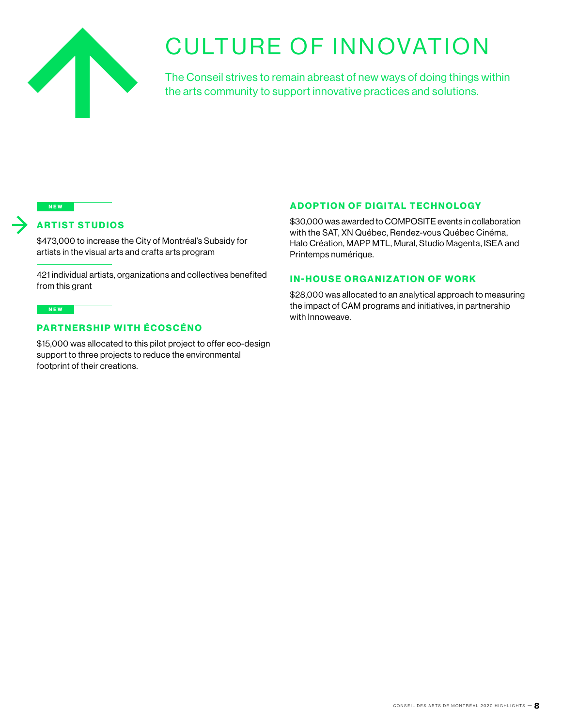# CULTURE OF INNOVATION

The Conseil strives to remain abreast of new ways of doing things within the arts community to support innovative practices and solutions.

NEW

### ARTIST STUDIOS

$473,000 to increase the City of Montréal's Subsidy for artists in the visual arts and crafts arts program

421 individual artists, organizations and collectives benefited from this grant

NEW

### PARTNERSHIP WITH ÉCOSCÉNO

$15,000 was allocated to this pilot project to offer eco-design support to three projects to reduce the environmental footprint of their creations.

### ADOPTION OF DIGITAL TECHNOLOGY

$30,000 was awarded to COMPOSITE events in collaboration with the SAT, XN Québec, Rendez-vous Québec Cinéma, Halo Création, MAPP MTL, Mural, Studio Magenta, ISEA and Printemps numérique.

### IN-HOUSE ORGANIZATION OF WORK

$28,000 was allocated to an analytical approach to measuring the impact of CAM programs and initiatives, in partnership with Innoweave.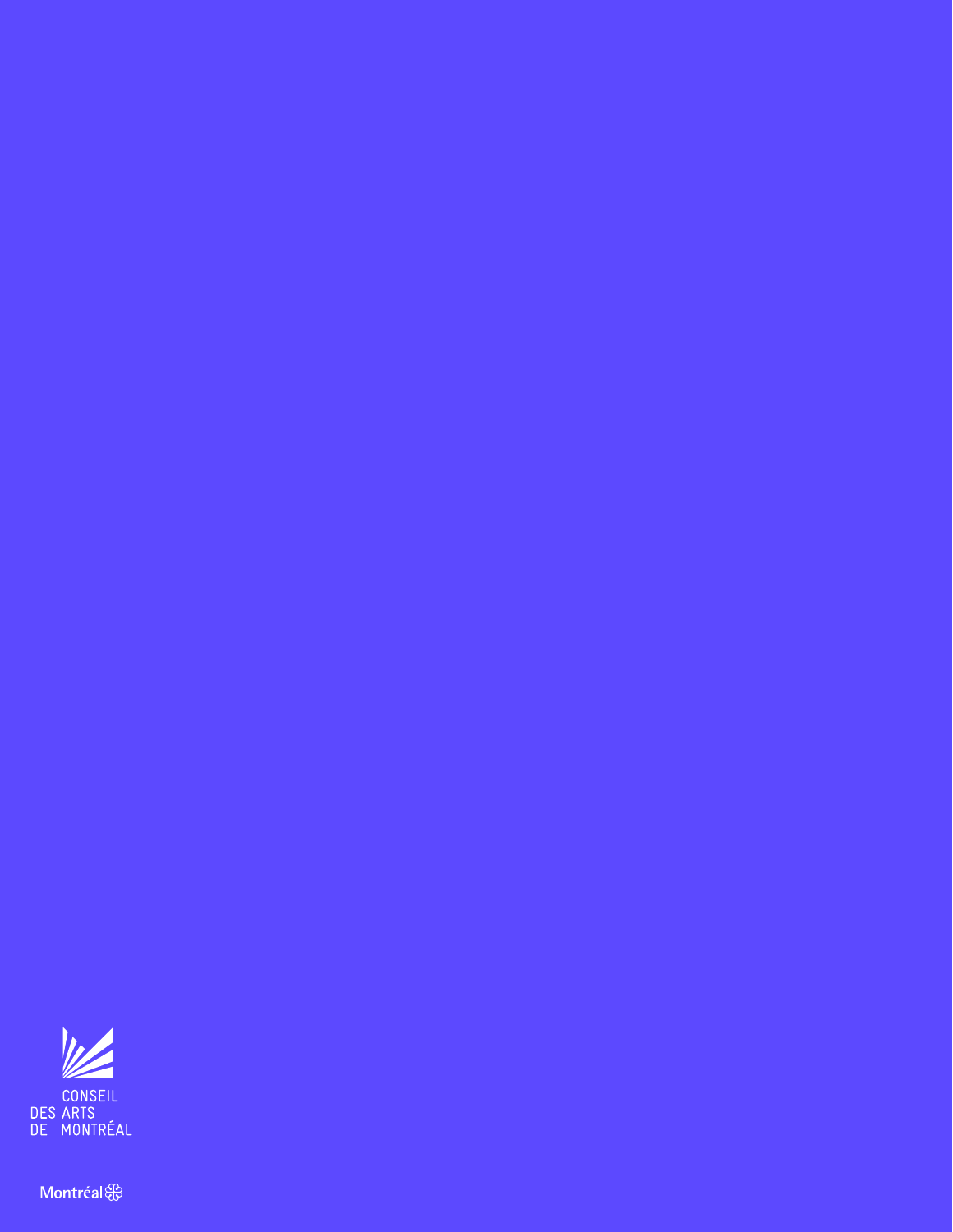CONSEIL
DES ARTS
DE MONTRÉAL

Montréal